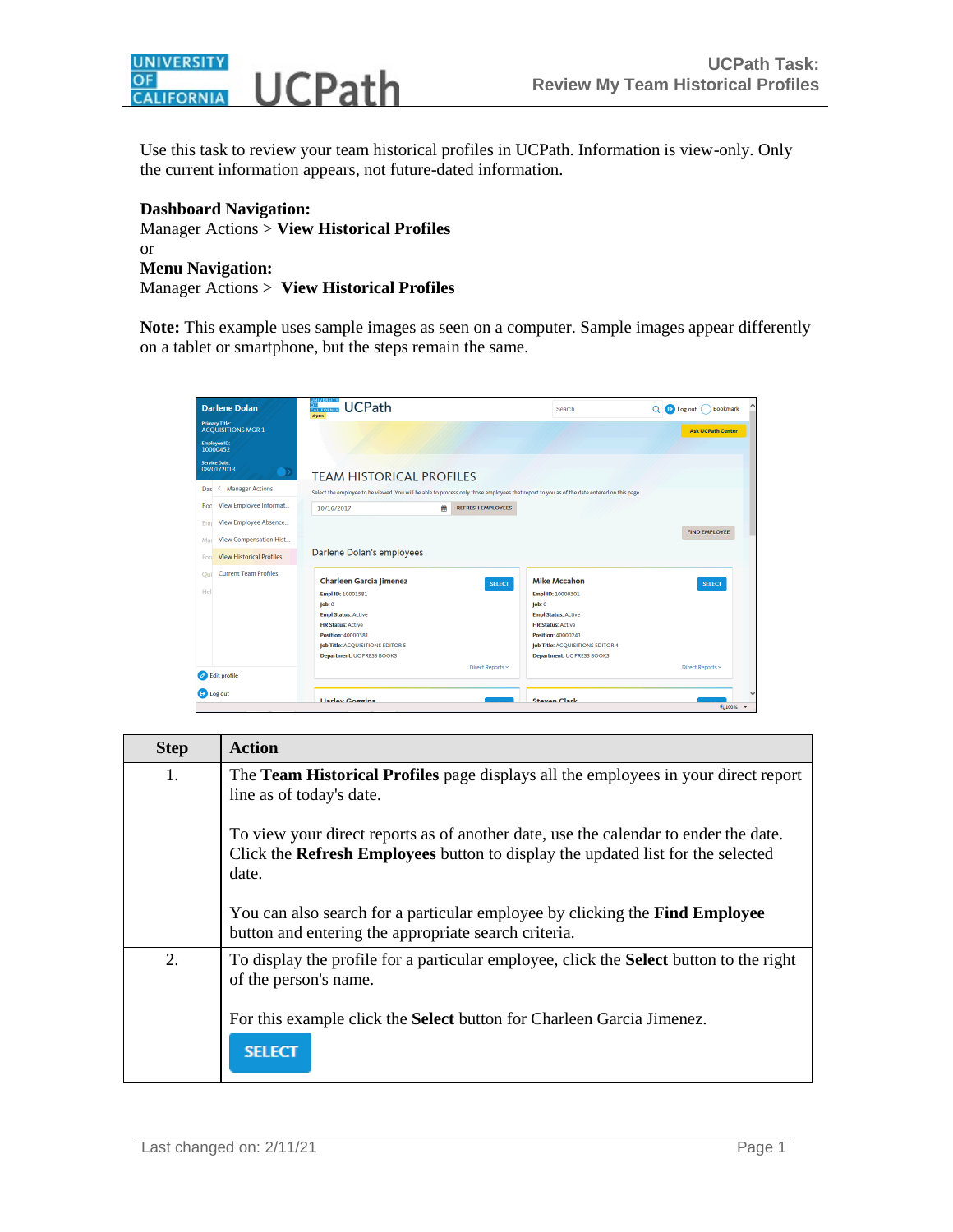# UCPath Task: Review My Team Historical Profiles

Use this task to review your team historical profiles in UCPath. Information is view-only. Only the current information appears, not future-dated information.

**Dashboard Navigation:**
Manager Actions > **View Historical Profiles**
or
**Menu Navigation:**
Manager Actions > **View Historical Profiles**

**Note:** This example uses sample images as seen on a computer. Sample images appear differently on a tablet or smartphone, but the steps remain the same.

| Step | Action |
|---|---|
| 1. | The **Team Historical Profiles** page displays all the employees in your direct report line as of today's date.<br><br>To view your direct reports as of another date, use the calendar to ender the date. Click the **Refresh Employees** button to display the updated list for the selected date.<br><br>You can also search for a particular employee by clicking the **Find Employee** button and entering the appropriate search criteria. |
| 2. | To display the profile for a particular employee, click the **Select** button to the right of the person's name.<br><br>For this example click the **Select** button for Charleen Garcia Jimenez. |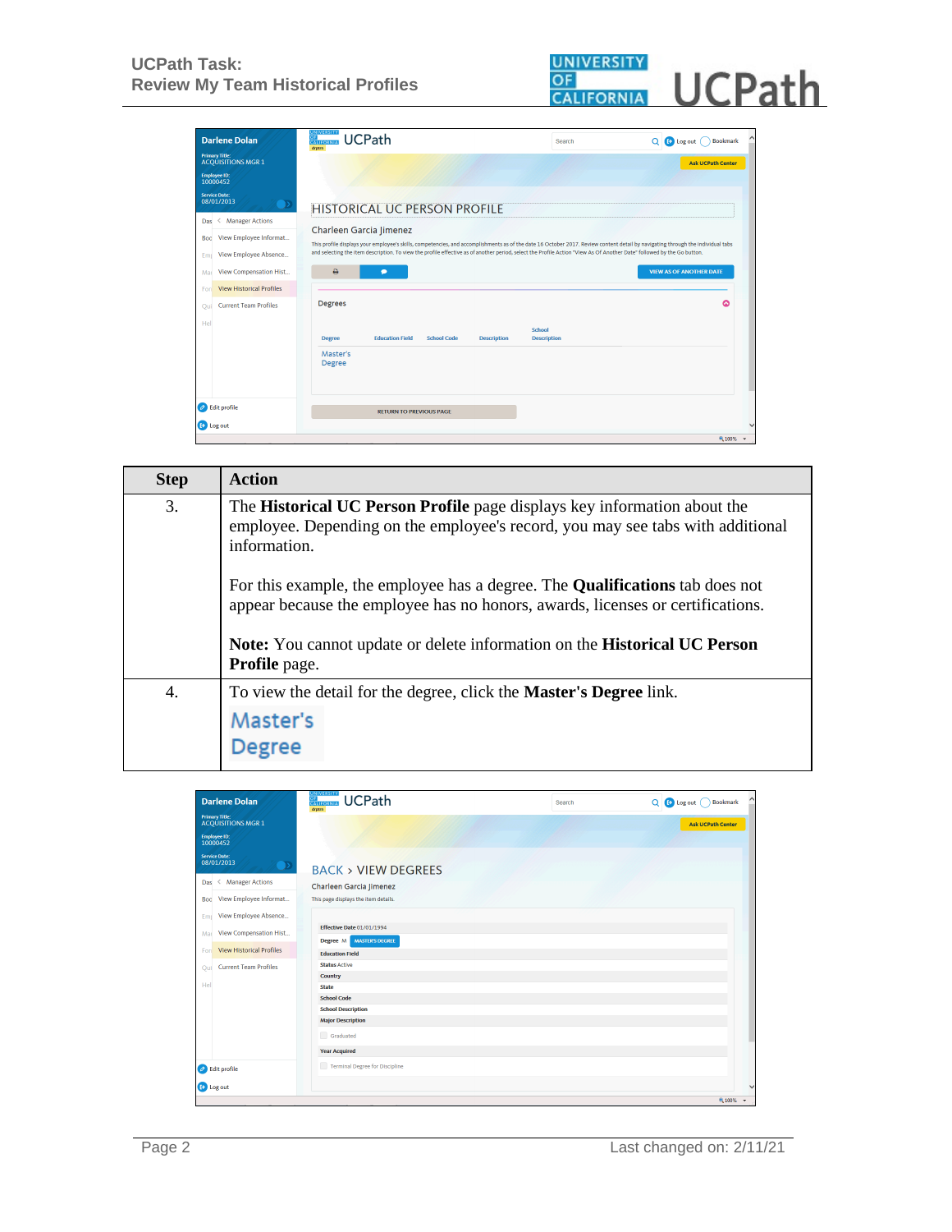| Step | Action |
| --- | --- |
| 3. | The **Historical UC Person Profile** page displays key information about the employee. Depending on the employee's record, you may see tabs with additional information.<br><br>For this example, the employee has a degree. The **Qualifications** tab does not appear because the employee has no honors, awards, licenses or certifications.<br><br>**Note:** You cannot update or delete information on the **Historical UC Person Profile** page. |
| 4. | To view the detail for the degree, click the **Master's Degree** link.<br><br>Master's Degree |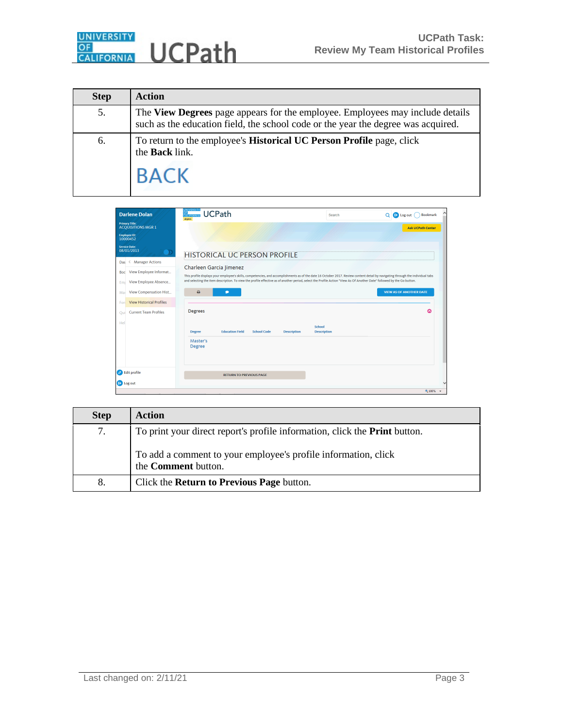| Step | Action |
|---|---|
| 5. | The **View Degrees** page appears for the employee. Employees may include details such as the education field, the school code or the year the degree was acquired. |
| 6. | To return to the employee's **Historical UC Person Profile** page, click the **Back** link.<br><br>BACK |

| Step | Action |
|---|---|
| 7. | To print your direct report's profile information, click the **Print** button.<br><br>To add a comment to your employee's profile information, click the **Comment** button. |
| 8. | Click the **Return to Previous Page** button. |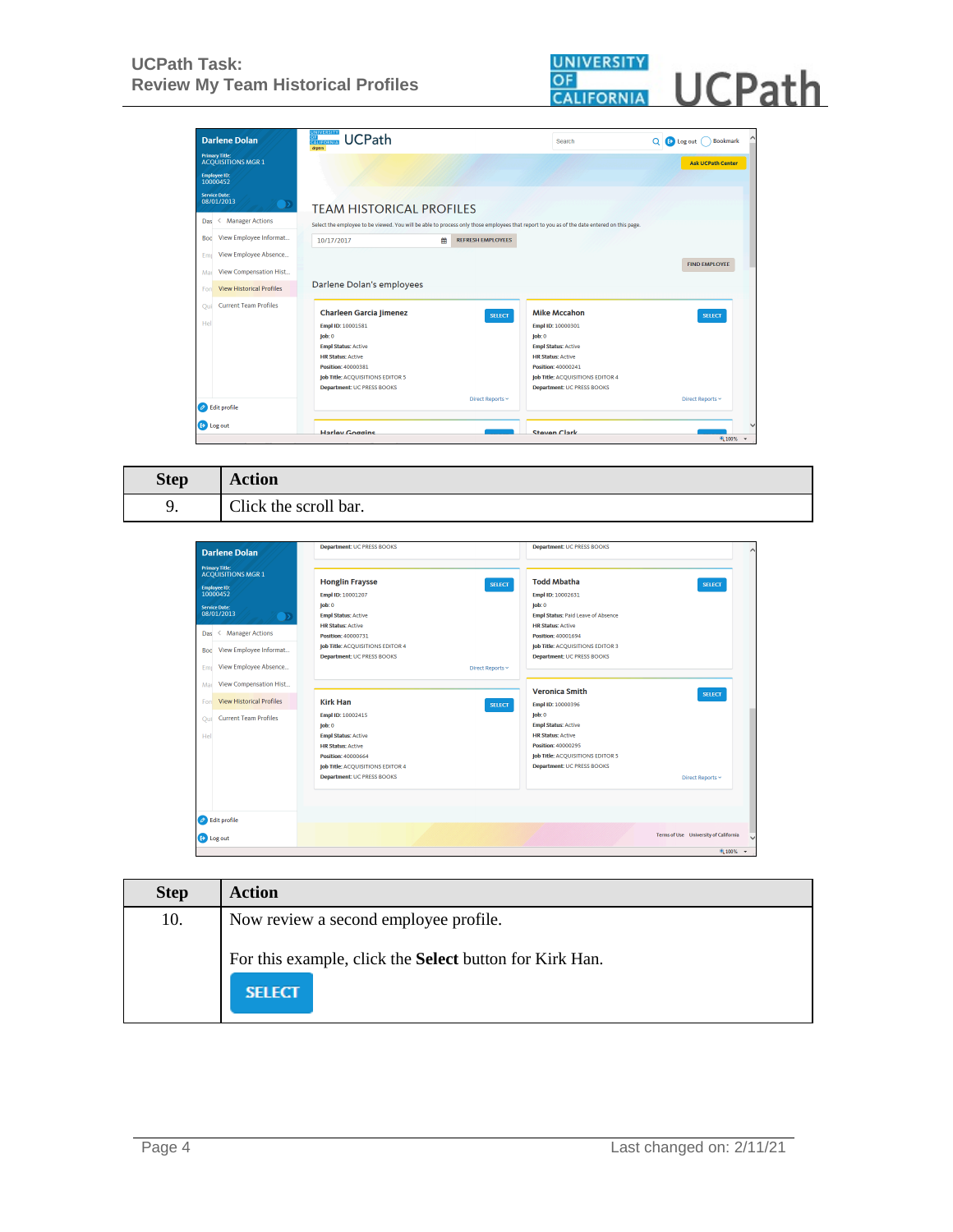| Step | Action |
| --- | --- |
| 9. | Click the scroll bar. |

| Step | Action |
| --- | --- |
| 10. | Now review a second employee profile.<br><br>For this example, click the **Select** button for Kirk Han.<br>SELECT |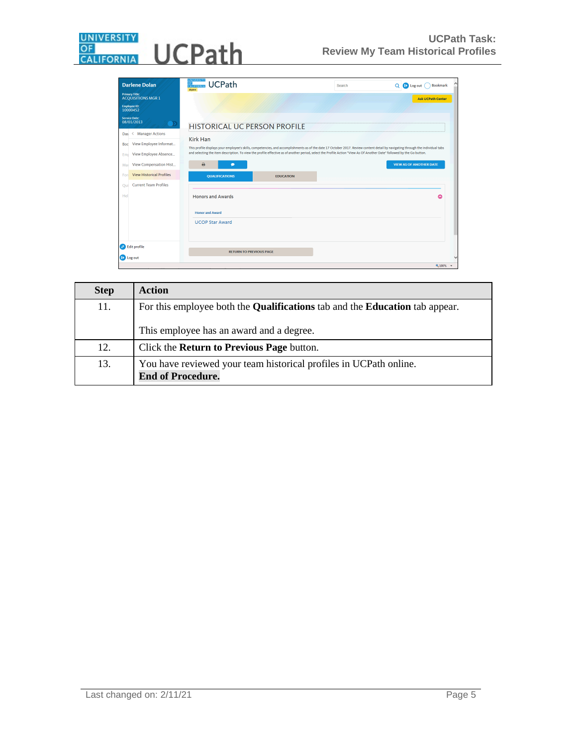| Step | Action |
|---|---|
| 11. | For this employee both the **Qualifications** tab and the **Education** tab appear.<br><br>This employee has an award and a degree. |
| 12. | Click the **Return to Previous Page** button. |
| 13. | You have reviewed your team historical profiles in UCPath online.<br>**End of Procedure.** |